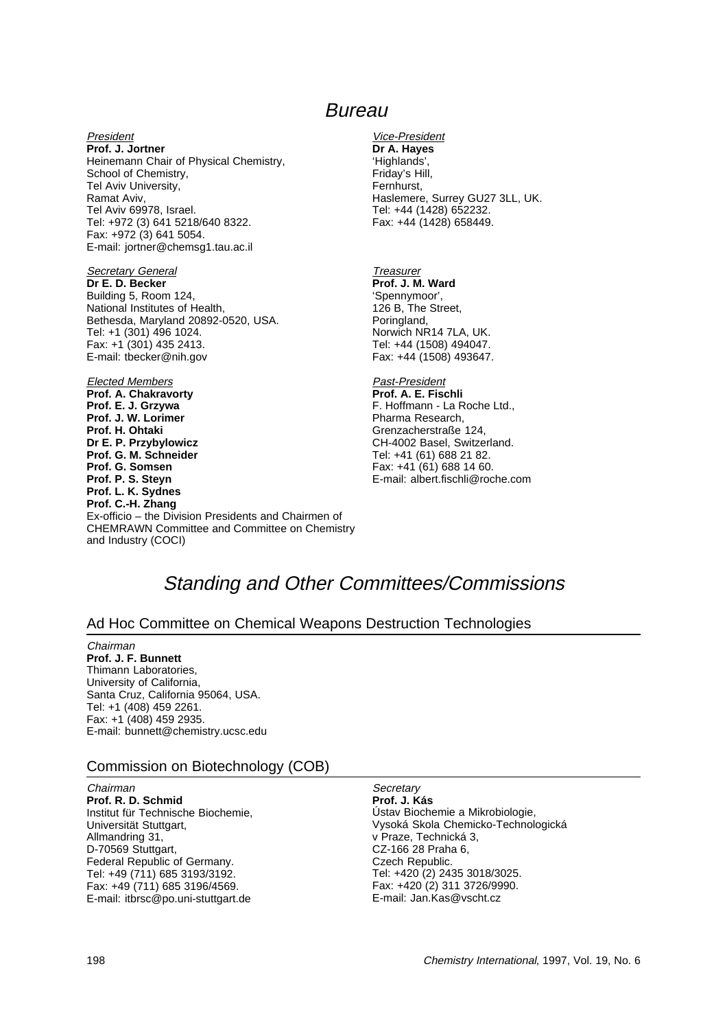# Bureau

*President*
**Prof. J. Jortner**
Heinemann Chair of Physical Chemistry,
School of Chemistry,
Tel Aviv University,
Ramat Aviv,
Tel Aviv 69978, Israel.
Tel: +972 (3) 641 5218/640 8322.
Fax: +972 (3) 641 5054.
E-mail: jortner@chemsg1.tau.ac.il

*Vice-President*
**Dr A. Hayes**
'Highlands',
Friday's Hill,
Fernhurst,
Haslemere, Surrey GU27 3LL, UK.
Tel: +44 (1428) 652232.
Fax: +44 (1428) 658449.

*Secretary General*
**Dr E. D. Becker**
Building 5, Room 124,
National Institutes of Health,
Bethesda, Maryland 20892-0520, USA.
Tel: +1 (301) 496 1024.
Fax: +1 (301) 435 2413.
E-mail: tbecker@nih.gov

*Treasurer*
**Prof. J. M. Ward**
'Spennymoor',
126 B, The Street,
Poringland,
Norwich NR14 7LA, UK.
Tel: +44 (1508) 494047.
Fax: +44 (1508) 493647.

*Elected Members*
**Prof. A. Chakravorty**
**Prof. E. J. Grzywa**
**Prof. J. W. Lorimer**
**Prof. H. Ohtaki**
**Dr E. P. Przybylowicz**
**Prof. G. M. Schneider**
**Prof. G. Somsen**
**Prof. P. S. Steyn**
**Prof. L. K. Sydnes**
**Prof. C.-H. Zhang**
Ex-officio – the Division Presidents and Chairmen of CHEMRAWN Committee and Committee on Chemistry and Industry (COCI)

*Past-President*
**Prof. A. E. Fischli**
F. Hoffmann - La Roche Ltd.,
Pharma Research,
Grenzacherstraße 124,
CH-4002 Basel, Switzerland.
Tel: +41 (61) 688 21 82.
Fax: +41 (61) 688 14 60.
E-mail: albert.fischli@roche.com

# Standing and Other Committees/Commissions

## Ad Hoc Committee on Chemical Weapons Destruction Technologies

*Chairman*
**Prof. J. F. Bunnett**
Thimann Laboratories,
University of California,
Santa Cruz, California 95064, USA.
Tel: +1 (408) 459 2261.
Fax: +1 (408) 459 2935.
E-mail: bunnett@chemistry.ucsc.edu

## Commission on Biotechnology (COB)

*Chairman*
**Prof. R. D. Schmid**
Institut für Technische Biochemie,
Universität Stuttgart,
Allmandring 31,
D-70569 Stuttgart,
Federal Republic of Germany.
Tel: +49 (711) 685 3193/3192.
Fax: +49 (711) 685 3196/4569.
E-mail: itbrsc@po.uni-stuttgart.de

*Secretary*
**Prof. J. Kás**
Ústav Biochemie a Mikrobiologie,
Vysoká Skola Chemicko-Technologická
v Praze, Technická 3,
CZ-166 28 Praha 6,
Czech Republic.
Tel: +420 (2) 2435 3018/3025.
Fax: +420 (2) 311 3726/9990.
E-mail: Jan.Kas@vscht.cz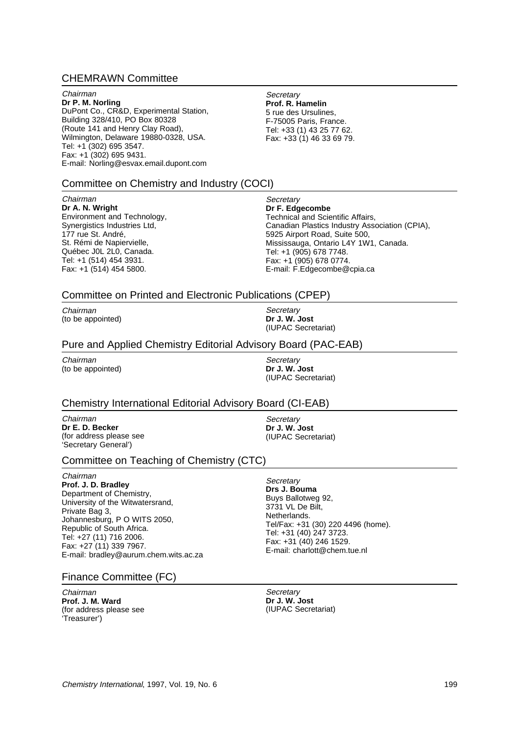## CHEMRAWN Committee

*Chairman*
**Dr P. M. Norling**
DuPont Co., CR&D, Experimental Station,
Building 328/410, PO Box 80328
(Route 141 and Henry Clay Road),
Wilmington, Delaware 19880-0328, USA.
Tel: +1 (302) 695 3547.
Fax: +1 (302) 695 9431.
E-mail: Norling@esvax.email.dupont.com

*Secretary*
**Prof. R. Hamelin**
5 rue des Ursulines,
F-75005 Paris, France.
Tel: +33 (1) 43 25 77 62.
Fax: +33 (1) 46 33 69 79.

## Committee on Chemistry and Industry (COCI)

*Chairman*
**Dr A. N. Wright**
Environment and Technology,
Synergistics Industries Ltd,
177 rue St. André,
St. Rémi de Napiervielle,
Québec J0L 2L0, Canada.
Tel: +1 (514) 454 3931.
Fax: +1 (514) 454 5800.

*Secretary*
**Dr F. Edgecombe**
Technical and Scientific Affairs,
Canadian Plastics Industry Association (CPIA),
5925 Airport Road, Suite 500,
Mississauga, Ontario L4Y 1W1, Canada.
Tel: +1 (905) 678 7748.
Fax: +1 (905) 678 0774.
E-mail: F.Edgecombe@cpia.ca

## Committee on Printed and Electronic Publications (CPEP)

*Chairman*
(to be appointed)

*Secretary*
**Dr J. W. Jost**
(IUPAC Secretariat)

## Pure and Applied Chemistry Editorial Advisory Board (PAC-EAB)

*Chairman*
(to be appointed)

*Secretary*
**Dr J. W. Jost**
(IUPAC Secretariat)

## Chemistry International Editorial Advisory Board (CI-EAB)

*Chairman*
**Dr E. D. Becker**
(for address please see
'Secretary General')

*Secretary*
**Dr J. W. Jost**
(IUPAC Secretariat)

## Committee on Teaching of Chemistry (CTC)

*Chairman*
**Prof. J. D. Bradley**
Department of Chemistry,
University of the Witwatersrand,
Private Bag 3,
Johannesburg, P O WITS 2050,
Republic of South Africa.
Tel: +27 (11) 716 2006.
Fax: +27 (11) 339 7967.
E-mail: bradley@aurum.chem.wits.ac.za

*Secretary*
**Drs J. Bouma**
Buys Ballotweg 92,
3731 VL De Bilt,
Netherlands.
Tel/Fax: +31 (30) 220 4496 (home).
Tel: +31 (40) 247 3723.
Fax: +31 (40) 246 1529.
E-mail: charlott@chem.tue.nl

## Finance Committee (FC)

*Chairman*
**Prof. J. M. Ward**
(for address please see
'Treasurer')

*Secretary*
**Dr J. W. Jost**
(IUPAC Secretariat)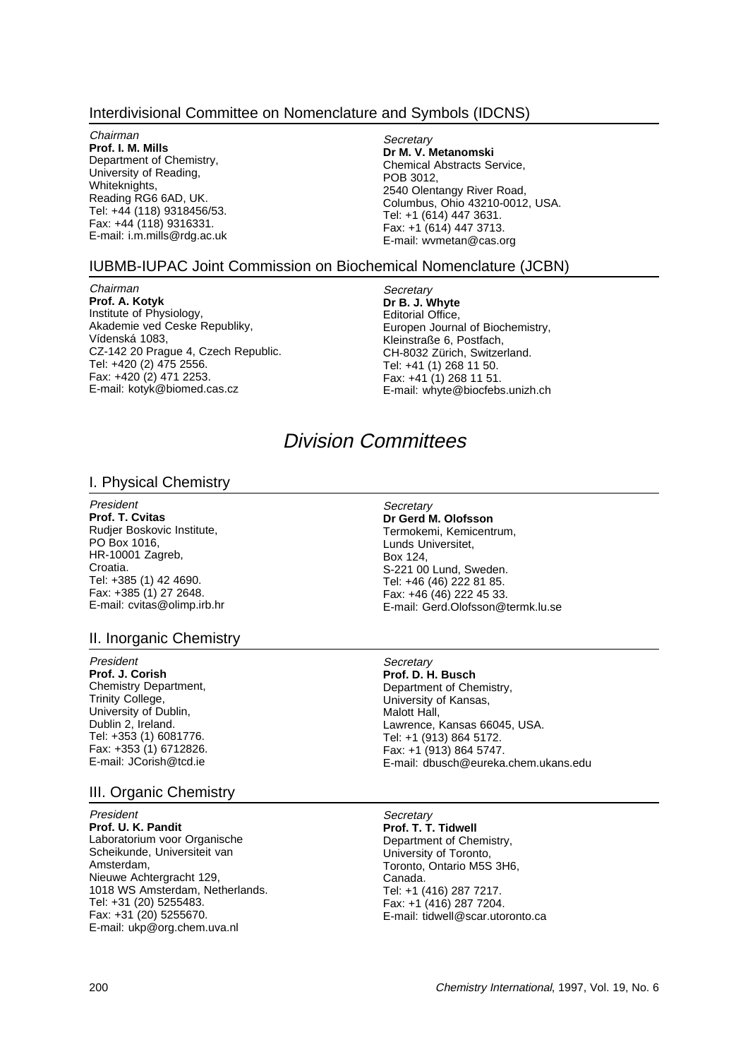## Interdivisional Committee on Nomenclature and Symbols (IDCNS)

*Chairman*
**Prof. I. M. Mills**
Department of Chemistry,
University of Reading,
Whiteknights,
Reading RG6 6AD, UK.
Tel: +44 (118) 9318456/53.
Fax: +44 (118) 9316331.
E-mail: i.m.mills@rdg.ac.uk

*Secretary*
**Dr M. V. Metanomski**
Chemical Abstracts Service,
POB 3012,
2540 Olentangy River Road,
Columbus, Ohio 43210-0012, USA.
Tel: +1 (614) 447 3631.
Fax: +1 (614) 447 3713.
E-mail: wvmetan@cas.org

## IUBMB-IUPAC Joint Commission on Biochemical Nomenclature (JCBN)

*Chairman*
**Prof. A. Kotyk**
Institute of Physiology,
Akademie ved Ceske Republiky,
Vídenská 1083,
CZ-142 20 Prague 4, Czech Republic.
Tel: +420 (2) 475 2556.
Fax: +420 (2) 471 2253.
E-mail: kotyk@biomed.cas.cz

*Secretary*
**Dr B. J. Whyte**
Editorial Office,
Europen Journal of Biochemistry,
Kleinstraße 6, Postfach,
CH-8032 Zürich, Switzerland.
Tel: +41 (1) 268 11 50.
Fax: +41 (1) 268 11 51.
E-mail: whyte@biocfebs.unizh.ch

# *Division Committees*

## I. Physical Chemistry

*President*
**Prof. T. Cvitas**
Rudjer Boskovic Institute,
PO Box 1016,
HR-10001 Zagreb,
Croatia.
Tel: +385 (1) 42 4690.
Fax: +385 (1) 27 2648.
E-mail: cvitas@olimp.irb.hr

*Secretary*
**Dr Gerd M. Olofsson**
Termokemi, Kemicentrum,
Lunds Universitet,
Box 124,
S-221 00 Lund, Sweden.
Tel: +46 (46) 222 81 85.
Fax: +46 (46) 222 45 33.
E-mail: Gerd.Olofsson@termk.lu.se

## II. Inorganic Chemistry

*President*
**Prof. J. Corish**
Chemistry Department,
Trinity College,
University of Dublin,
Dublin 2, Ireland.
Tel: +353 (1) 6081776.
Fax: +353 (1) 6712826.
E-mail: JCorish@tcd.ie

*Secretary*
**Prof. D. H. Busch**
Department of Chemistry,
University of Kansas,
Malott Hall,
Lawrence, Kansas 66045, USA.
Tel: +1 (913) 864 5172.
Fax: +1 (913) 864 5747.
E-mail: dbusch@eureka.chem.ukans.edu

## III. Organic Chemistry

*President*
**Prof. U. K. Pandit**
Laboratorium voor Organische Scheikunde, Universiteit van Amsterdam,
Nieuwe Achtergracht 129,
1018 WS Amsterdam, Netherlands.
Tel: +31 (20) 5255483.
Fax: +31 (20) 5255670.
E-mail: ukp@org.chem.uva.nl

*Secretary*
**Prof. T. T. Tidwell**
Department of Chemistry,
University of Toronto,
Toronto, Ontario M5S 3H6,
Canada.
Tel: +1 (416) 287 7217.
Fax: +1 (416) 287 7204.
E-mail: tidwell@scar.utoronto.ca